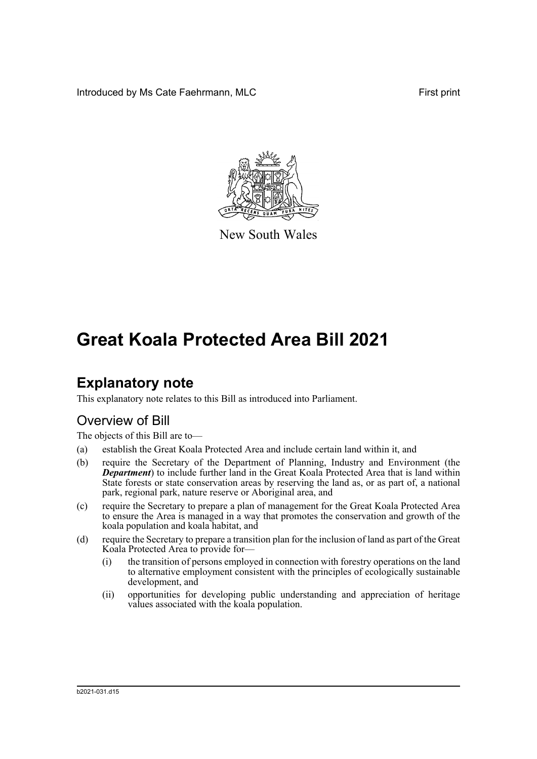Introduced by Ms Cate Faehrmann, MLC

First print

New South Wales

# Great Koala Protected Area Bill 2021

## Explanatory note

This explanatory note relates to this Bill as introduced into Parliament.

### Overview of Bill

The objects of this Bill are to—

(a) establish the Great Koala Protected Area and include certain land within it, and

(b) require the Secretary of the Department of Planning, Industry and Environment (the ***Department***) to include further land in the Great Koala Protected Area that is land within State forests or state conservation areas by reserving the land as, or as part of, a national park, regional park, nature reserve or Aboriginal area, and

(c) require the Secretary to prepare a plan of management for the Great Koala Protected Area to ensure the Area is managed in a way that promotes the conservation and growth of the koala population and koala habitat, and

(d) require the Secretary to prepare a transition plan for the inclusion of land as part of the Great Koala Protected Area to provide for—

   (i) the transition of persons employed in connection with forestry operations on the land to alternative employment consistent with the principles of ecologically sustainable development, and

   (ii) opportunities for developing public understanding and appreciation of heritage values associated with the koala population.

b2021-031.d15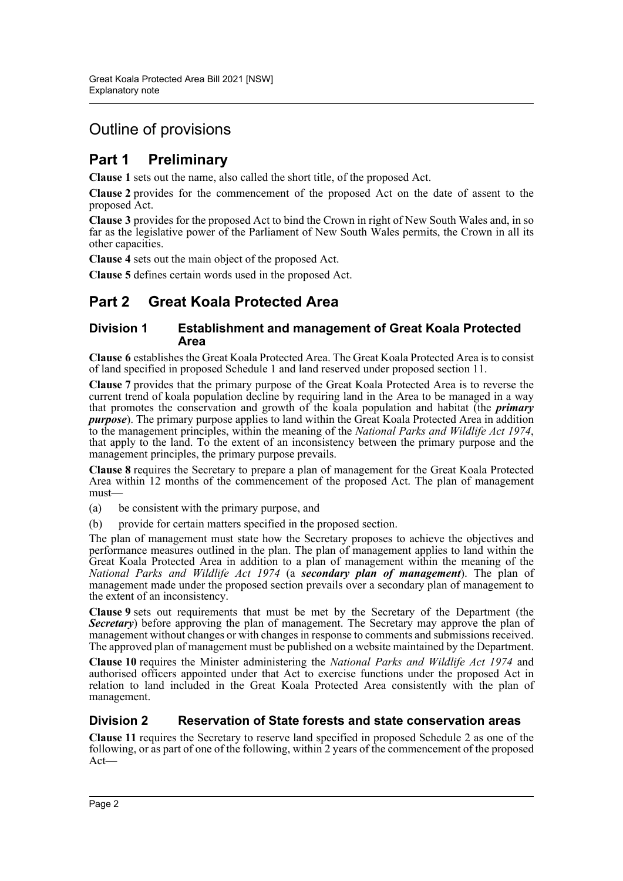## Outline of provisions

## Part 1 Preliminary

**Clause 1** sets out the name, also called the short title, of the proposed Act.

**Clause 2** provides for the commencement of the proposed Act on the date of assent to the proposed Act.

**Clause 3** provides for the proposed Act to bind the Crown in right of New South Wales and, in so far as the legislative power of the Parliament of New South Wales permits, the Crown in all its other capacities.

**Clause 4** sets out the main object of the proposed Act.

**Clause 5** defines certain words used in the proposed Act.

## Part 2 Great Koala Protected Area

### Division 1 Establishment and management of Great Koala Protected Area

**Clause 6** establishes the Great Koala Protected Area. The Great Koala Protected Area is to consist of land specified in proposed Schedule 1 and land reserved under proposed section 11.

**Clause 7** provides that the primary purpose of the Great Koala Protected Area is to reverse the current trend of koala population decline by requiring land in the Area to be managed in a way that promotes the conservation and growth of the koala population and habitat (the ***primary purpose***). The primary purpose applies to land within the Great Koala Protected Area in addition to the management principles, within the meaning of the *National Parks and Wildlife Act 1974*, that apply to the land. To the extent of an inconsistency between the primary purpose and the management principles, the primary purpose prevails.

**Clause 8** requires the Secretary to prepare a plan of management for the Great Koala Protected Area within 12 months of the commencement of the proposed Act. The plan of management must—

(a) be consistent with the primary purpose, and

(b) provide for certain matters specified in the proposed section.

The plan of management must state how the Secretary proposes to achieve the objectives and performance measures outlined in the plan. The plan of management applies to land within the Great Koala Protected Area in addition to a plan of management within the meaning of the *National Parks and Wildlife Act 1974* (a ***secondary plan of management***). The plan of management made under the proposed section prevails over a secondary plan of management to the extent of an inconsistency.

**Clause 9** sets out requirements that must be met by the Secretary of the Department (the ***Secretary***) before approving the plan of management. The Secretary may approve the plan of management without changes or with changes in response to comments and submissions received. The approved plan of management must be published on a website maintained by the Department.

**Clause 10** requires the Minister administering the *National Parks and Wildlife Act 1974* and authorised officers appointed under that Act to exercise functions under the proposed Act in relation to land included in the Great Koala Protected Area consistently with the plan of management.

### Division 2 Reservation of State forests and state conservation areas

**Clause 11** requires the Secretary to reserve land specified in proposed Schedule 2 as one of the following, or as part of one of the following, within 2 years of the commencement of the proposed Act—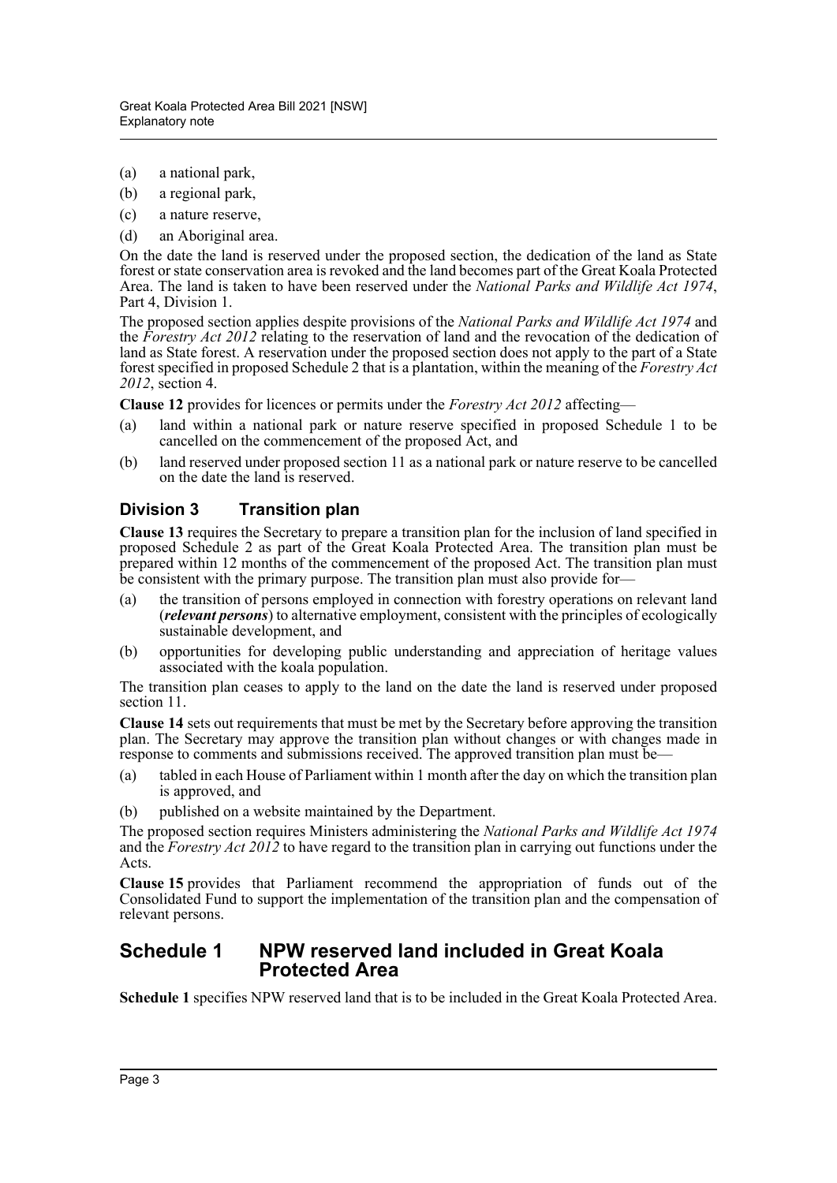(a) a national park,

(b) a regional park,

(c) a nature reserve,

(d) an Aboriginal area.

On the date the land is reserved under the proposed section, the dedication of the land as State forest or state conservation area is revoked and the land becomes part of the Great Koala Protected Area. The land is taken to have been reserved under the *National Parks and Wildlife Act 1974*, Part 4, Division 1.

The proposed section applies despite provisions of the *National Parks and Wildlife Act 1974* and the *Forestry Act 2012* relating to the reservation of land and the revocation of the dedication of land as State forest. A reservation under the proposed section does not apply to the part of a State forest specified in proposed Schedule 2 that is a plantation, within the meaning of the *Forestry Act 2012*, section 4.

**Clause 12** provides for licences or permits under the *Forestry Act 2012* affecting—

(a) land within a national park or nature reserve specified in proposed Schedule 1 to be cancelled on the commencement of the proposed Act, and

(b) land reserved under proposed section 11 as a national park or nature reserve to be cancelled on the date the land is reserved.

## Division 3 Transition plan

**Clause 13** requires the Secretary to prepare a transition plan for the inclusion of land specified in proposed Schedule 2 as part of the Great Koala Protected Area. The transition plan must be prepared within 12 months of the commencement of the proposed Act. The transition plan must be consistent with the primary purpose. The transition plan must also provide for—

(a) the transition of persons employed in connection with forestry operations on relevant land (***relevant persons***) to alternative employment, consistent with the principles of ecologically sustainable development, and

(b) opportunities for developing public understanding and appreciation of heritage values associated with the koala population.

The transition plan ceases to apply to the land on the date the land is reserved under proposed section 11.

**Clause 14** sets out requirements that must be met by the Secretary before approving the transition plan. The Secretary may approve the transition plan without changes or with changes made in response to comments and submissions received. The approved transition plan must be—

(a) tabled in each House of Parliament within 1 month after the day on which the transition plan is approved, and

(b) published on a website maintained by the Department.

The proposed section requires Ministers administering the *National Parks and Wildlife Act 1974* and the *Forestry Act 2012* to have regard to the transition plan in carrying out functions under the Acts.

**Clause 15** provides that Parliament recommend the appropriation of funds out of the Consolidated Fund to support the implementation of the transition plan and the compensation of relevant persons.

# Schedule 1 NPW reserved land included in Great Koala Protected Area

**Schedule 1** specifies NPW reserved land that is to be included in the Great Koala Protected Area.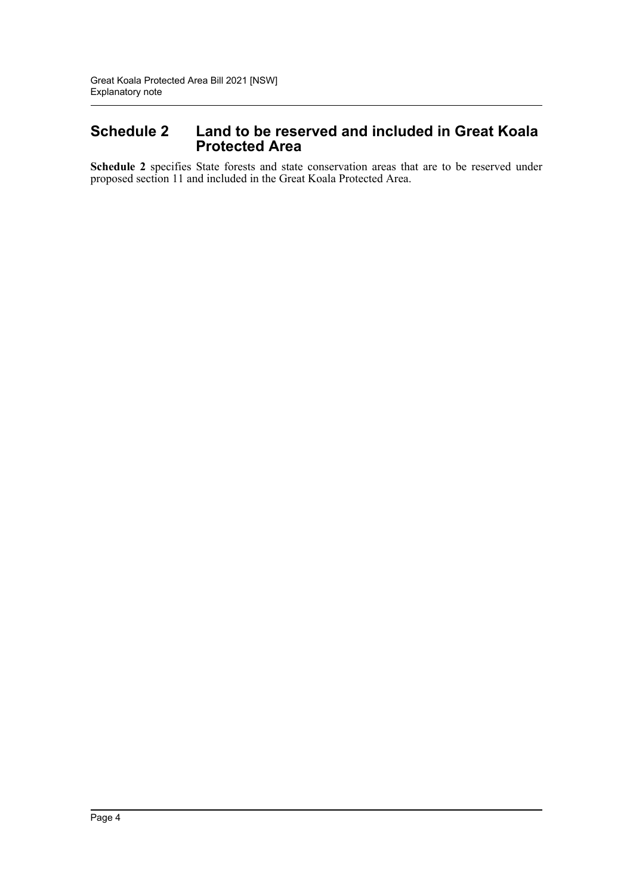## Schedule 2 Land to be reserved and included in Great Koala Protected Area

**Schedule 2** specifies State forests and state conservation areas that are to be reserved under proposed section 11 and included in the Great Koala Protected Area.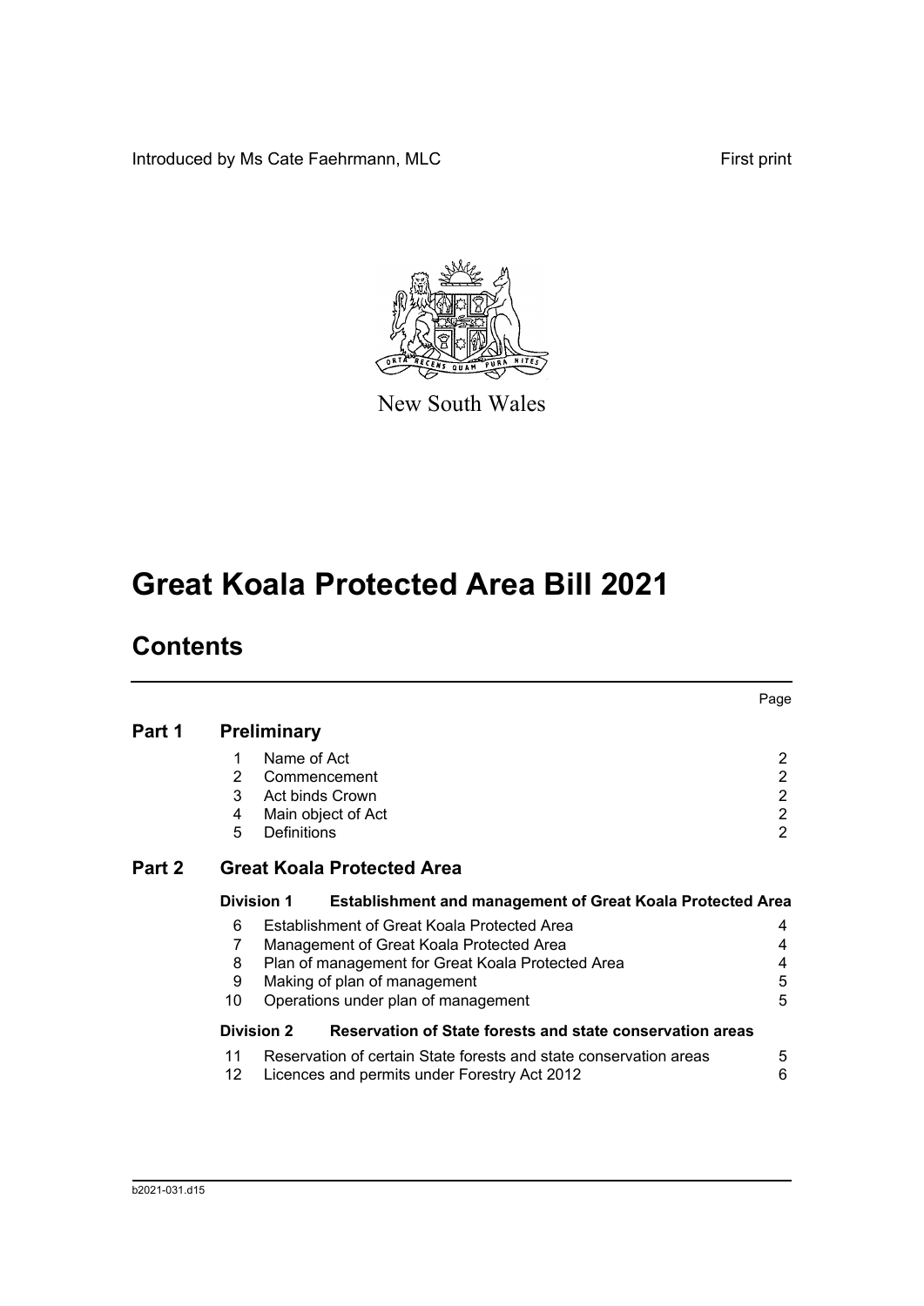Introduced by Ms Cate Faehrmann, MLC

First print

New South Wales

# Great Koala Protected Area Bill 2021

## Contents

| | | | Page |
|---|---|---|---|
| **Part 1** | **Preliminary** | | |
| | 1 | Name of Act | 2 |
| | 2 | Commencement | 2 |
| | 3 | Act binds Crown | 2 |
| | 4 | Main object of Act | 2 |
| | 5 | Definitions | 2 |
| **Part 2** | **Great Koala Protected Area** | | |
| | **Division 1** | **Establishment and management of Great Koala Protected Area** | |
| | 6 | Establishment of Great Koala Protected Area | 4 |
| | 7 | Management of Great Koala Protected Area | 4 |
| | 8 | Plan of management for Great Koala Protected Area | 4 |
| | 9 | Making of plan of management | 5 |
| | 10 | Operations under plan of management | 5 |
| | **Division 2** | **Reservation of State forests and state conservation areas** | |
| | 11 | Reservation of certain State forests and state conservation areas | 5 |
| | 12 | Licences and permits under Forestry Act 2012 | 6 |

b2021-031.d15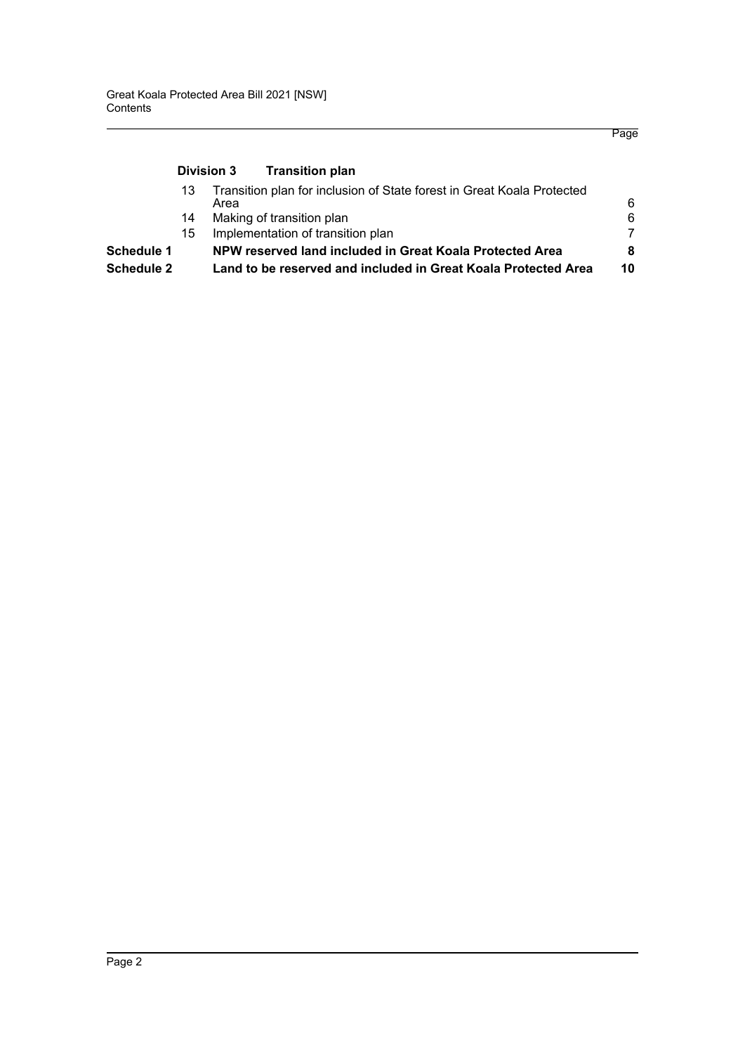| | | | Page |
|---|---|---|---|
| | **Division 3** | **Transition plan** | |
| | 13 | Transition plan for inclusion of State forest in Great Koala Protected Area | 6 |
| | 14 | Making of transition plan | 6 |
| | 15 | Implementation of transition plan | 7 |
| **Schedule 1** | | **NPW reserved land included in Great Koala Protected Area** | **8** |
| **Schedule 2** | | **Land to be reserved and included in Great Koala Protected Area** | **10** |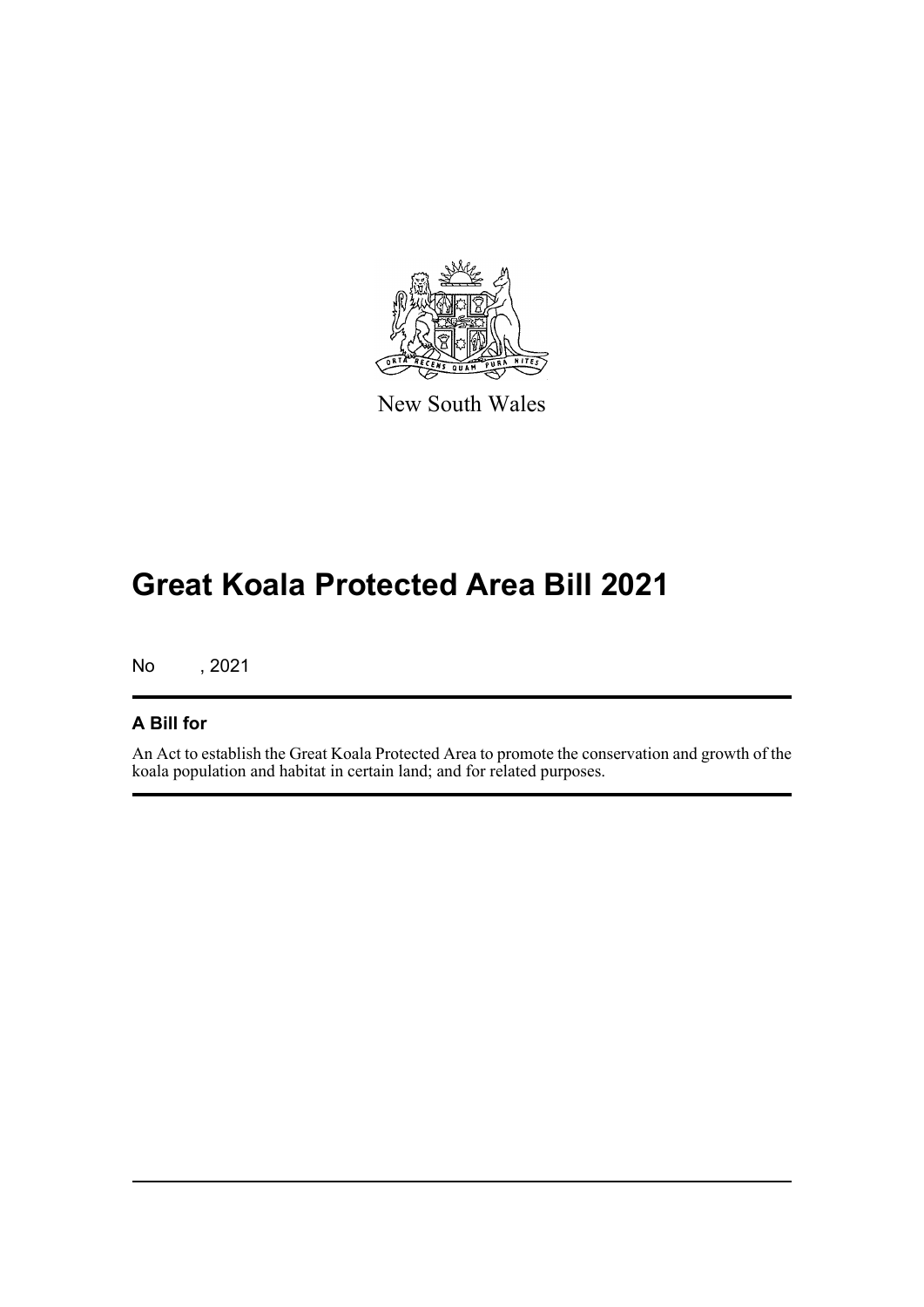New South Wales

# Great Koala Protected Area Bill 2021

No , 2021

## A Bill for

An Act to establish the Great Koala Protected Area to promote the conservation and growth of the koala population and habitat in certain land; and for related purposes.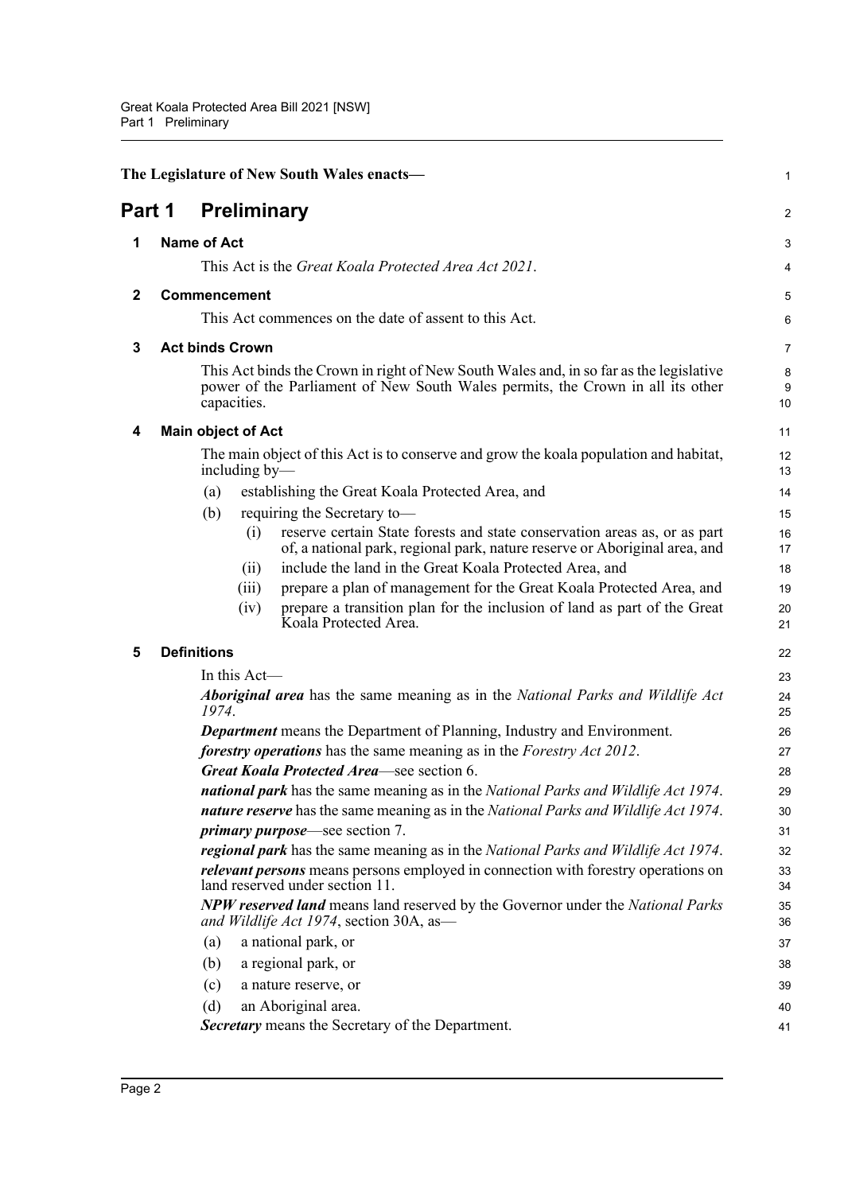**The Legislature of New South Wales enacts—**

# Part 1 Preliminary

## 1 Name of Act

This Act is the *Great Koala Protected Area Act 2021*.

## 2 Commencement

This Act commences on the date of assent to this Act.

## 3 Act binds Crown

This Act binds the Crown in right of New South Wales and, in so far as the legislative power of the Parliament of New South Wales permits, the Crown in all its other capacities.

## 4 Main object of Act

The main object of this Act is to conserve and grow the koala population and habitat, including by—

- (a) establishing the Great Koala Protected Area, and
- (b) requiring the Secretary to—
  - (i) reserve certain State forests and state conservation areas as, or as part of, a national park, regional park, nature reserve or Aboriginal area, and
  - (ii) include the land in the Great Koala Protected Area, and
  - (iii) prepare a plan of management for the Great Koala Protected Area, and
  - (iv) prepare a transition plan for the inclusion of land as part of the Great Koala Protected Area.

## 5 Definitions

In this Act—

***Aboriginal area*** has the same meaning as in the *National Parks and Wildlife Act 1974*.

***Department*** means the Department of Planning, Industry and Environment.

***forestry operations*** has the same meaning as in the *Forestry Act 2012*.

***Great Koala Protected Area***—see section 6.

***national park*** has the same meaning as in the *National Parks and Wildlife Act 1974*.

***nature reserve*** has the same meaning as in the *National Parks and Wildlife Act 1974*.

***primary purpose***—see section 7.

***regional park*** has the same meaning as in the *National Parks and Wildlife Act 1974*.

***relevant persons*** means persons employed in connection with forestry operations on land reserved under section 11.

***NPW reserved land*** means land reserved by the Governor under the *National Parks and Wildlife Act 1974*, section 30A, as—

- (a) a national park, or
- (b) a regional park, or
- (c) a nature reserve, or
- (d) an Aboriginal area.

***Secretary*** means the Secretary of the Department.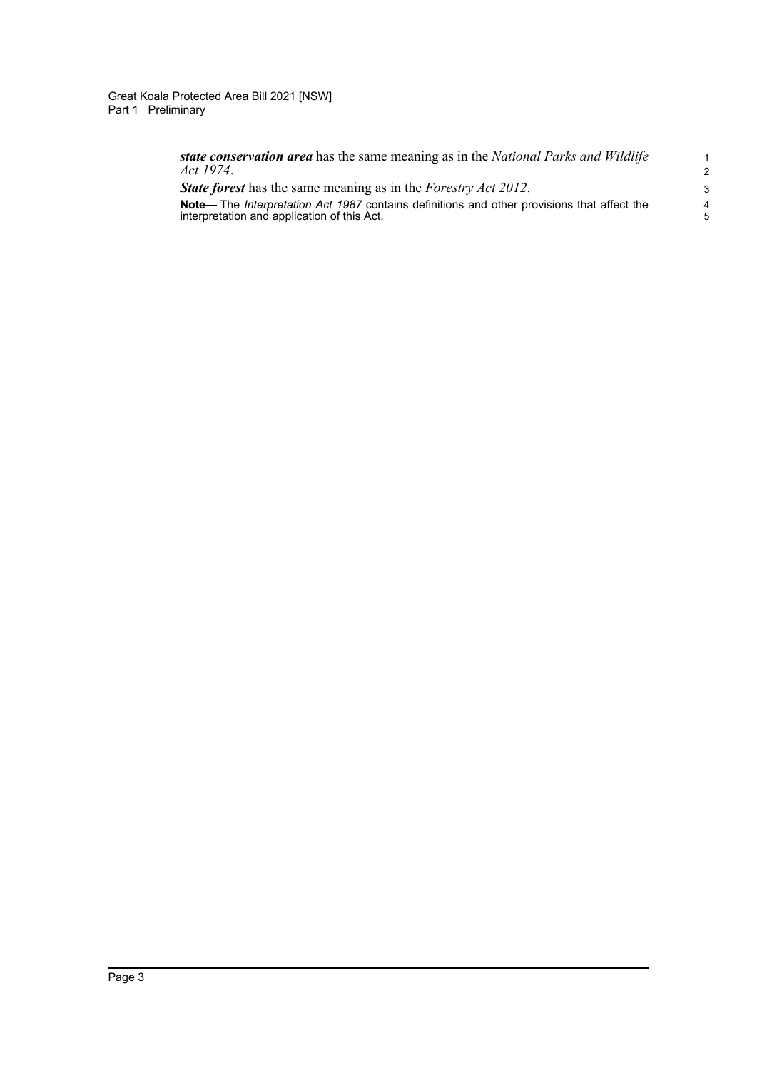***state conservation area*** has the same meaning as in the *National Parks and Wildlife Act 1974*.

***State forest*** has the same meaning as in the *Forestry Act 2012*.

**Note—** The *Interpretation Act 1987* contains definitions and other provisions that affect the interpretation and application of this Act.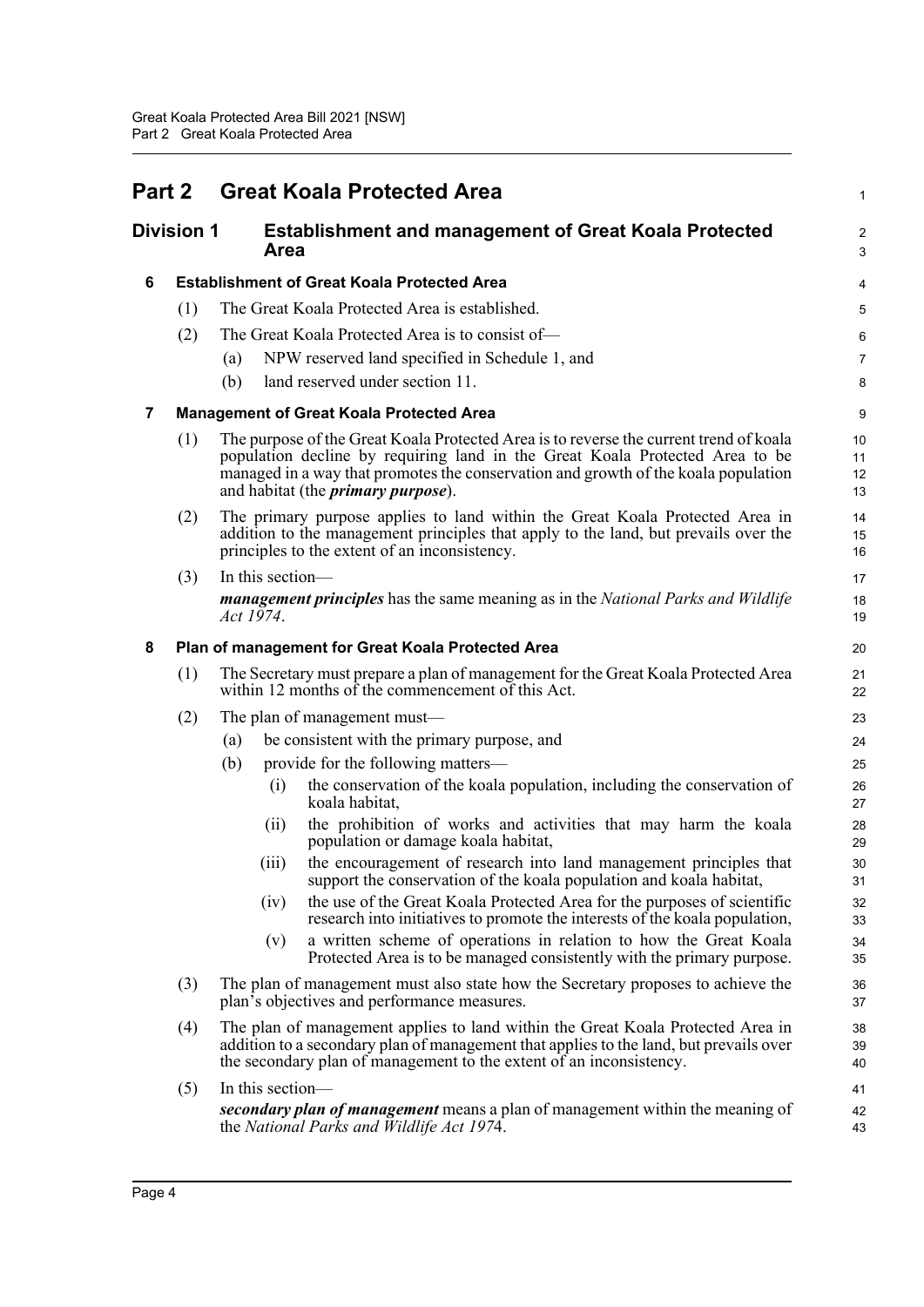# Part 2 Great Koala Protected Area

## Division 1 Establishment and management of Great Koala Protected Area

### 6 Establishment of Great Koala Protected Area

(1) The Great Koala Protected Area is established.

(2) The Great Koala Protected Area is to consist of—

- (a) NPW reserved land specified in Schedule 1, and
- (b) land reserved under section 11.

### 7 Management of Great Koala Protected Area

(1) The purpose of the Great Koala Protected Area is to reverse the current trend of koala population decline by requiring land in the Great Koala Protected Area to be managed in a way that promotes the conservation and growth of the koala population and habitat (the ***primary purpose***).

(2) The primary purpose applies to land within the Great Koala Protected Area in addition to the management principles that apply to the land, but prevails over the principles to the extent of an inconsistency.

(3) In this section—

***management principles*** has the same meaning as in the *National Parks and Wildlife Act 1974*.

### 8 Plan of management for Great Koala Protected Area

(1) The Secretary must prepare a plan of management for the Great Koala Protected Area within 12 months of the commencement of this Act.

(2) The plan of management must—

- (a) be consistent with the primary purpose, and
- (b) provide for the following matters—
  - (i) the conservation of the koala population, including the conservation of koala habitat,
  - (ii) the prohibition of works and activities that may harm the koala population or damage koala habitat,
  - (iii) the encouragement of research into land management principles that support the conservation of the koala population and koala habitat,
  - (iv) the use of the Great Koala Protected Area for the purposes of scientific research into initiatives to promote the interests of the koala population,
  - (v) a written scheme of operations in relation to how the Great Koala Protected Area is to be managed consistently with the primary purpose.

(3) The plan of management must also state how the Secretary proposes to achieve the plan's objectives and performance measures.

(4) The plan of management applies to land within the Great Koala Protected Area in addition to a secondary plan of management that applies to the land, but prevails over the secondary plan of management to the extent of an inconsistency.

(5) In this section—

***secondary plan of management*** means a plan of management within the meaning of the *National Parks and Wildlife Act 1974*.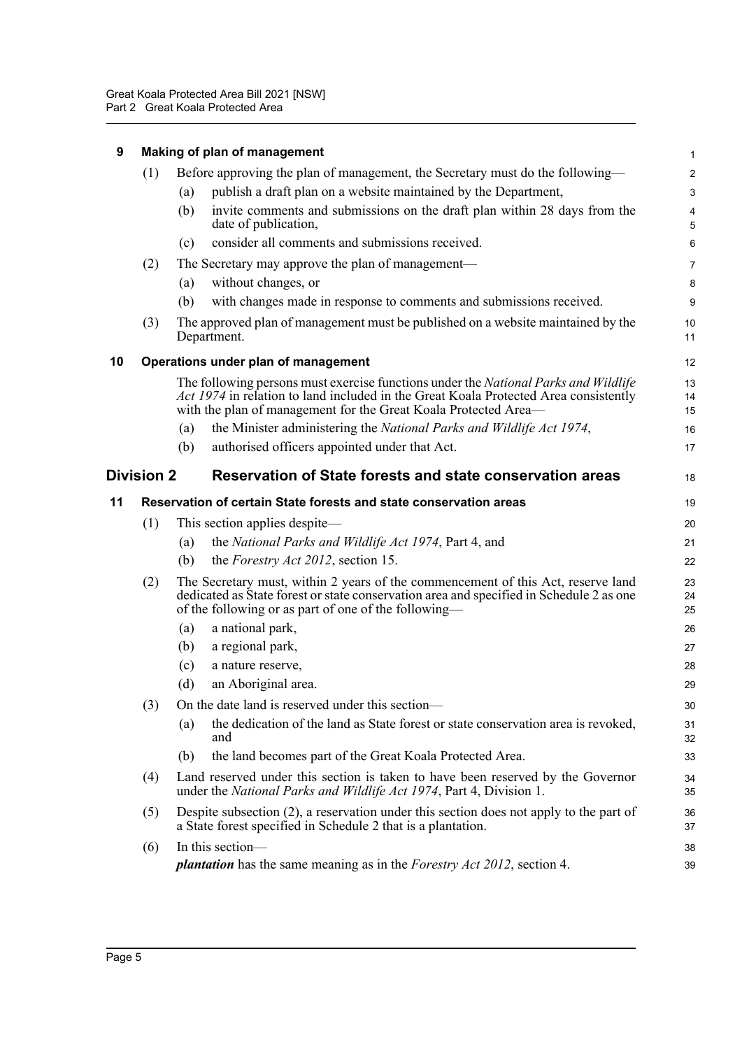### 9 Making of plan of management

(1) Before approving the plan of management, the Secretary must do the following—

(a) publish a draft plan on a website maintained by the Department,

(b) invite comments and submissions on the draft plan within 28 days from the date of publication,

(c) consider all comments and submissions received.

(2) The Secretary may approve the plan of management—

(a) without changes, or

(b) with changes made in response to comments and submissions received.

(3) The approved plan of management must be published on a website maintained by the Department.

### 10 Operations under plan of management

The following persons must exercise functions under the *National Parks and Wildlife Act 1974* in relation to land included in the Great Koala Protected Area consistently with the plan of management for the Great Koala Protected Area—

(a) the Minister administering the *National Parks and Wildlife Act 1974*,

(b) authorised officers appointed under that Act.

## Division 2 Reservation of State forests and state conservation areas

### 11 Reservation of certain State forests and state conservation areas

(1) This section applies despite—

(a) the *National Parks and Wildlife Act 1974*, Part 4, and

(b) the *Forestry Act 2012*, section 15.

(2) The Secretary must, within 2 years of the commencement of this Act, reserve land dedicated as State forest or state conservation area and specified in Schedule 2 as one of the following or as part of one of the following—

(a) a national park,

(b) a regional park,

(c) a nature reserve,

(d) an Aboriginal area.

(3) On the date land is reserved under this section—

(a) the dedication of the land as State forest or state conservation area is revoked, and

(b) the land becomes part of the Great Koala Protected Area.

(4) Land reserved under this section is taken to have been reserved by the Governor under the *National Parks and Wildlife Act 1974*, Part 4, Division 1.

(5) Despite subsection (2), a reservation under this section does not apply to the part of a State forest specified in Schedule 2 that is a plantation.

(6) In this section—

***plantation*** has the same meaning as in the *Forestry Act 2012*, section 4.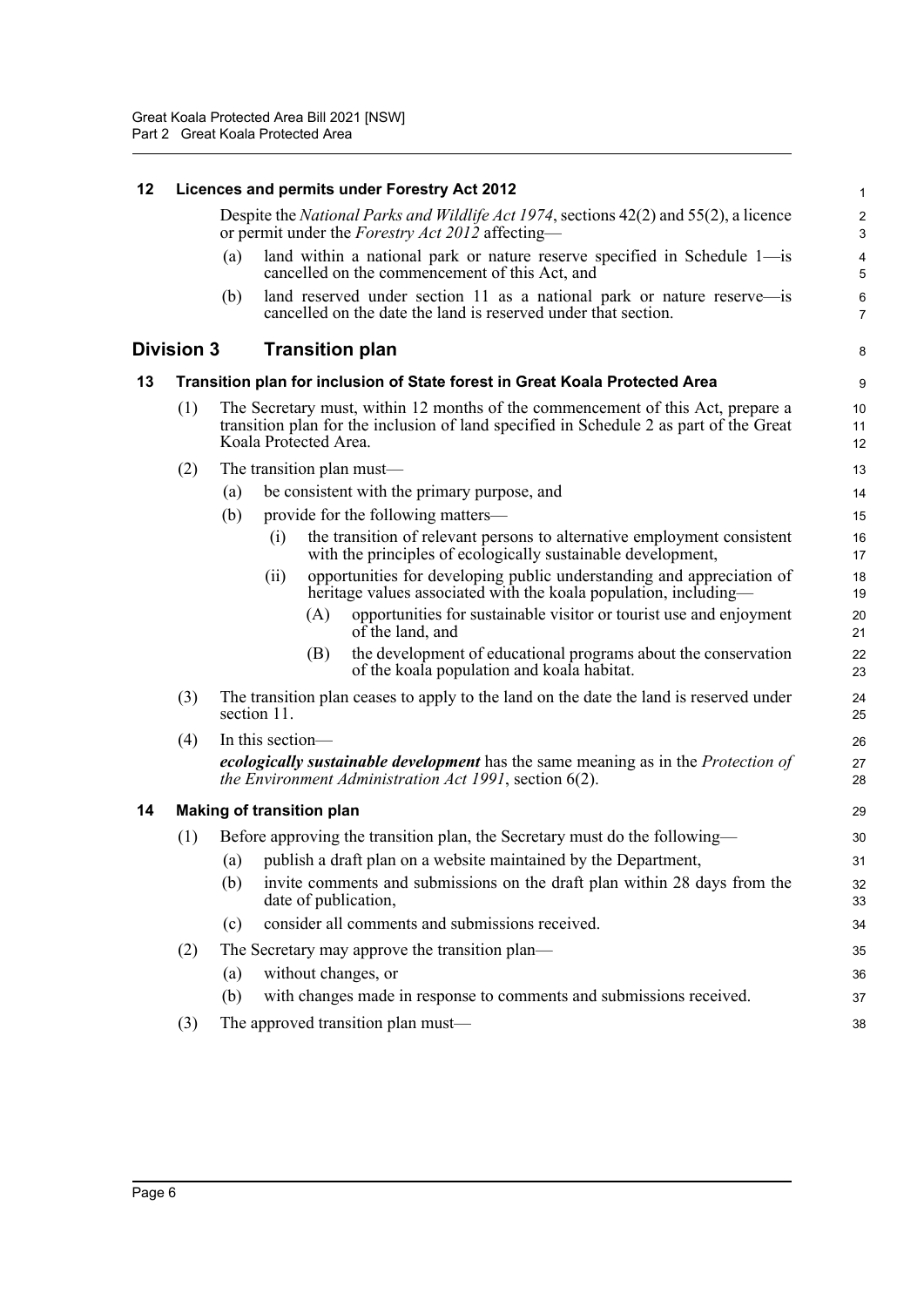### 12 Licences and permits under Forestry Act 2012

Despite the *National Parks and Wildlife Act 1974*, sections 42(2) and 55(2), a licence or permit under the *Forestry Act 2012* affecting—

(a) land within a national park or nature reserve specified in Schedule 1—is cancelled on the commencement of this Act, and

(b) land reserved under section 11 as a national park or nature reserve—is cancelled on the date the land is reserved under that section.

## Division 3 Transition plan

### 13 Transition plan for inclusion of State forest in Great Koala Protected Area

(1) The Secretary must, within 12 months of the commencement of this Act, prepare a transition plan for the inclusion of land specified in Schedule 2 as part of the Great Koala Protected Area.

(2) The transition plan must—

(a) be consistent with the primary purpose, and

(b) provide for the following matters—

(i) the transition of relevant persons to alternative employment consistent with the principles of ecologically sustainable development,

(ii) opportunities for developing public understanding and appreciation of heritage values associated with the koala population, including—

(A) opportunities for sustainable visitor or tourist use and enjoyment of the land, and

(B) the development of educational programs about the conservation of the koala population and koala habitat.

(3) The transition plan ceases to apply to the land on the date the land is reserved under section 11.

(4) In this section—

***ecologically sustainable development*** has the same meaning as in the *Protection of the Environment Administration Act 1991*, section 6(2).

### 14 Making of transition plan

(1) Before approving the transition plan, the Secretary must do the following—

(a) publish a draft plan on a website maintained by the Department,

(b) invite comments and submissions on the draft plan within 28 days from the date of publication,

(c) consider all comments and submissions received.

(2) The Secretary may approve the transition plan—

(a) without changes, or

(b) with changes made in response to comments and submissions received.

(3) The approved transition plan must—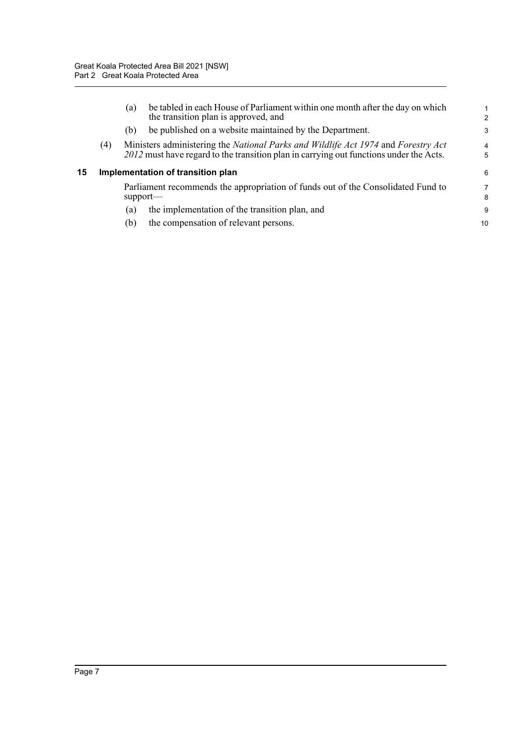(a) be tabled in each House of Parliament within one month after the day on which the transition plan is approved, and

(b) be published on a website maintained by the Department.

(4) Ministers administering the *National Parks and Wildlife Act 1974* and *Forestry Act 2012* must have regard to the transition plan in carrying out functions under the Acts.

### 15 Implementation of transition plan

Parliament recommends the appropriation of funds out of the Consolidated Fund to support—

(a) the implementation of the transition plan, and

(b) the compensation of relevant persons.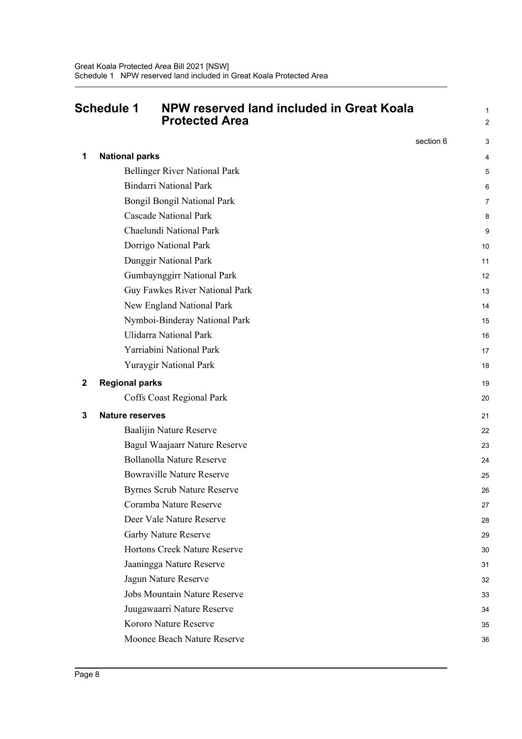# Schedule 1 NPW reserved land included in Great Koala Protected Area

section 6

## 1 National parks

Bellinger River National Park

Bindarri National Park

Bongil Bongil National Park

Cascade National Park

Chaelundi National Park

Dorrigo National Park

Dunggir National Park

Gumbaynggirr National Park

Guy Fawkes River National Park

New England National Park

Nymboi-Binderay National Park

Ulidarra National Park

Yarriabini National Park

Yuraygir National Park

## 2 Regional parks

Coffs Coast Regional Park

## 3 Nature reserves

Baalijin Nature Reserve

Bagul Waajaarr Nature Reserve

Bollanolla Nature Reserve

Bowraville Nature Reserve

Byrnes Scrub Nature Reserve

Coramba Nature Reserve

Deer Vale Nature Reserve

Garby Nature Reserve

Hortons Creek Nature Reserve

Jaaningga Nature Reserve

Jagun Nature Reserve

Jobs Mountain Nature Reserve

Juugawaarri Nature Reserve

Kororo Nature Reserve

Moonee Beach Nature Reserve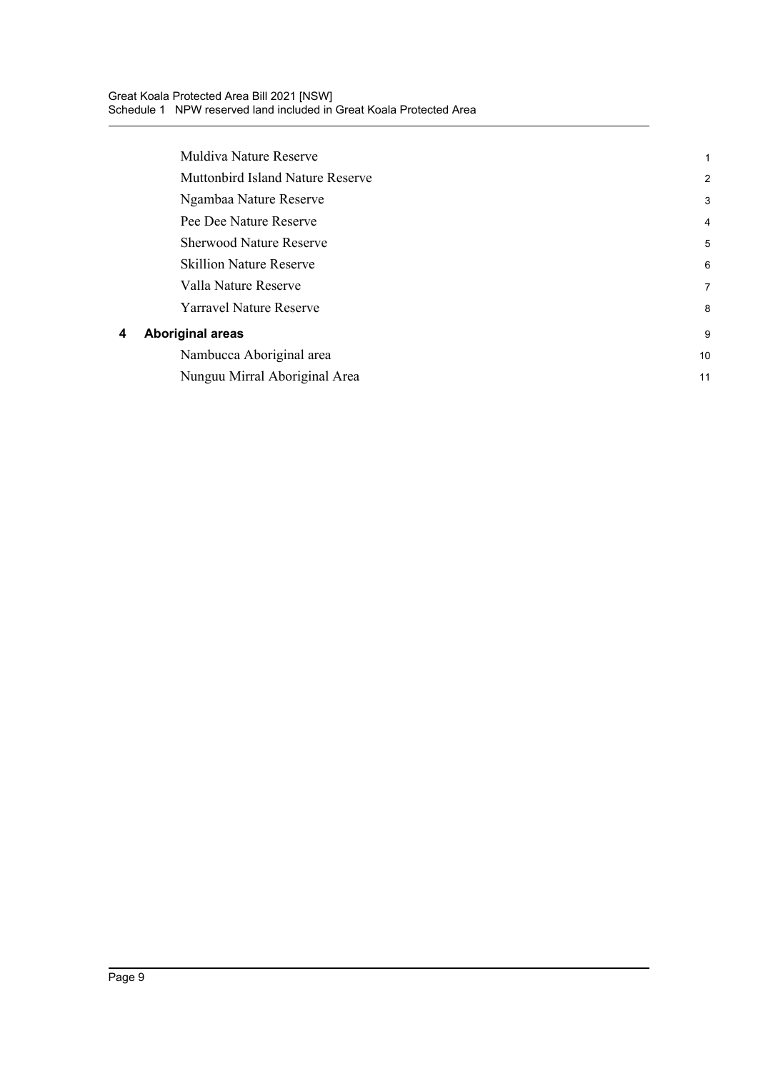Muldiva Nature Reserve

Muttonbird Island Nature Reserve

Ngambaa Nature Reserve

Pee Dee Nature Reserve

Sherwood Nature Reserve

Skillion Nature Reserve

Valla Nature Reserve

Yarravel Nature Reserve

## 4 Aboriginal areas

Nambucca Aboriginal area

Nunguu Mirral Aboriginal Area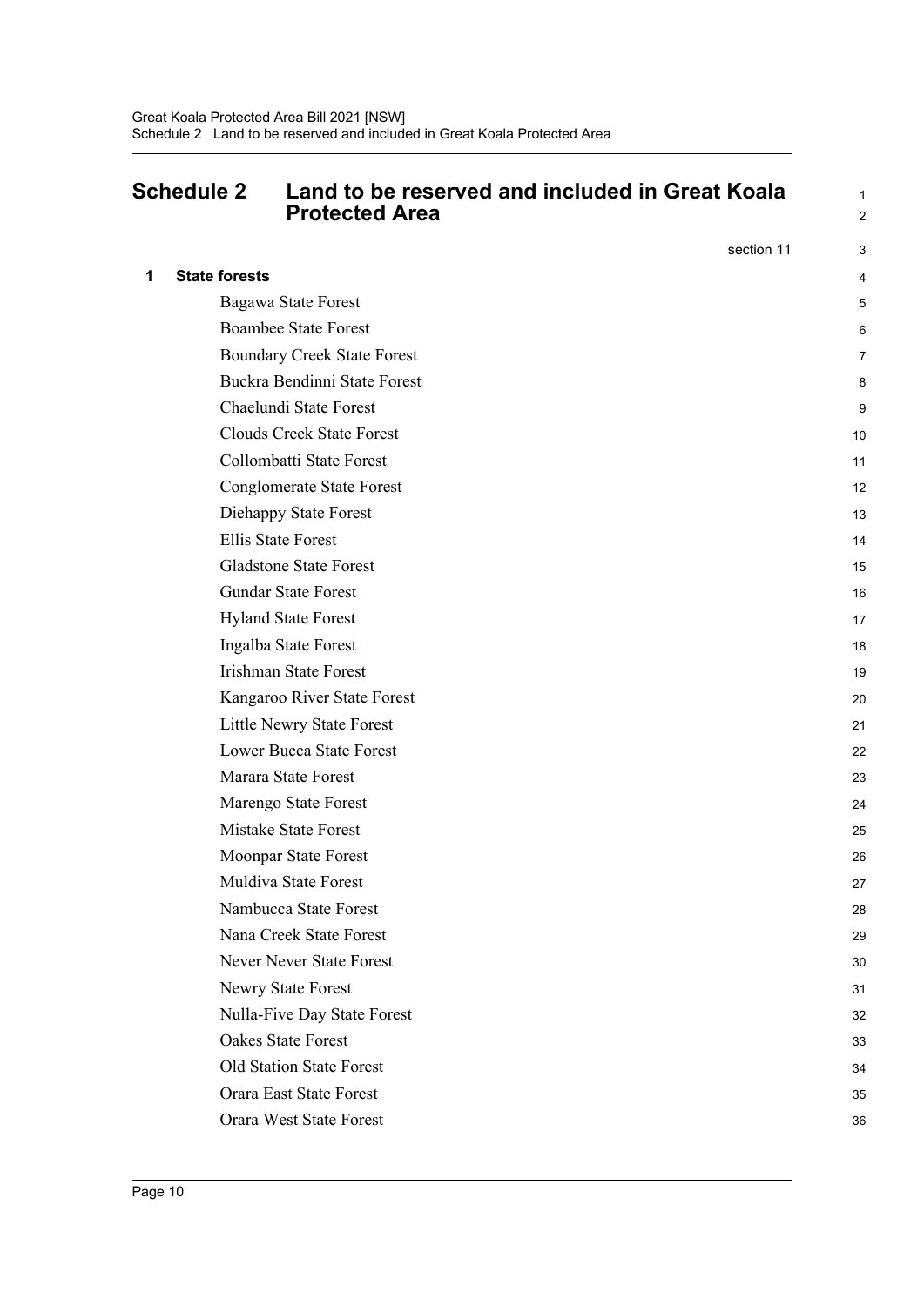# Schedule 2 Land to be reserved and included in Great Koala Protected Area

section 11

## 1 State forests

Bagawa State Forest

Boambee State Forest

Boundary Creek State Forest

Buckra Bendinni State Forest

Chaelundi State Forest

Clouds Creek State Forest

Collombatti State Forest

Conglomerate State Forest

Diehappy State Forest

Ellis State Forest

Gladstone State Forest

Gundar State Forest

Hyland State Forest

Ingalba State Forest

Irishman State Forest

Kangaroo River State Forest

Little Newry State Forest

Lower Bucca State Forest

Marara State Forest

Marengo State Forest

Mistake State Forest

Moonpar State Forest

Muldiva State Forest

Nambucca State Forest

Nana Creek State Forest

Never Never State Forest

Newry State Forest

Nulla-Five Day State Forest

Oakes State Forest

Old Station State Forest

Orara East State Forest

Orara West State Forest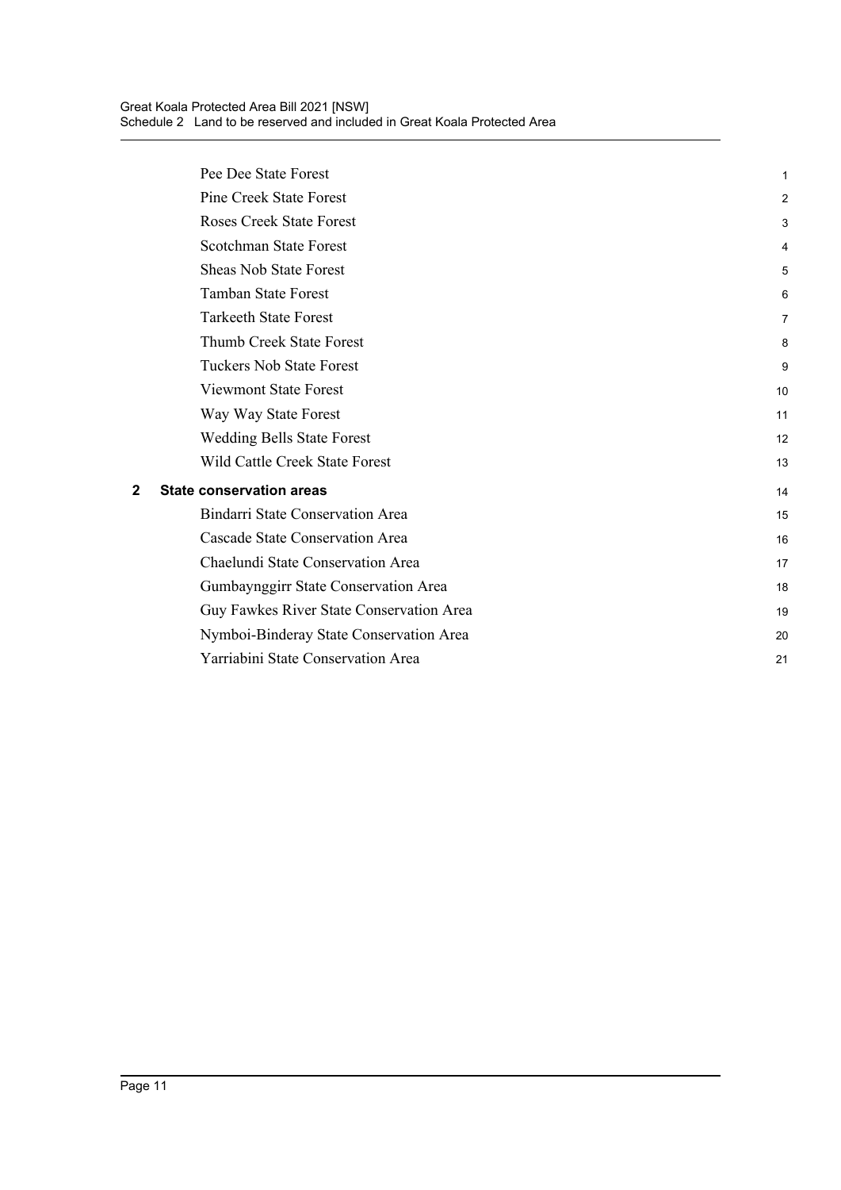Pee Dee State Forest

Pine Creek State Forest

Roses Creek State Forest

Scotchman State Forest

Sheas Nob State Forest

Tamban State Forest

Tarkeeth State Forest

Thumb Creek State Forest

Tuckers Nob State Forest

Viewmont State Forest

Way Way State Forest

Wedding Bells State Forest

Wild Cattle Creek State Forest

## 2 State conservation areas

Bindarri State Conservation Area

Cascade State Conservation Area

Chaelundi State Conservation Area

Gumbaynggirr State Conservation Area

Guy Fawkes River State Conservation Area

Nymboi-Binderay State Conservation Area

Yarriabini State Conservation Area